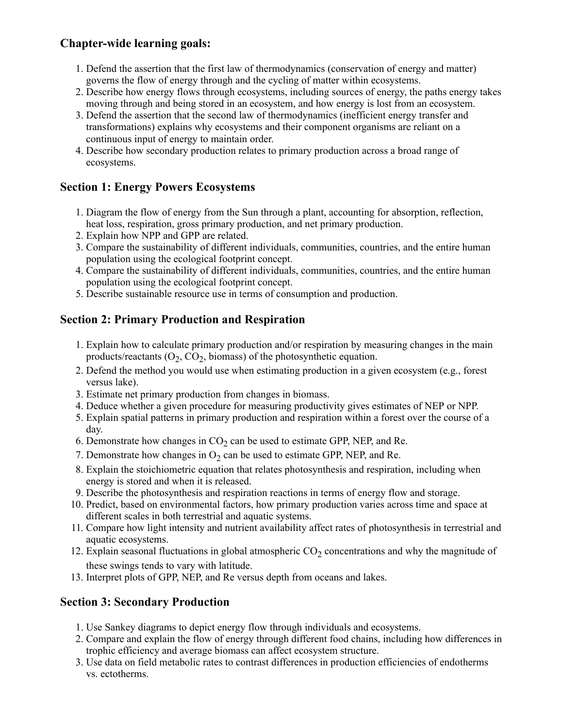## Chapter-wide learning goals:

1. Defend the assertion that the first law of thermodynamics (conservation of energy and matter) governs the flow of energy through and the cycling of matter within ecosystems.
2. Describe how energy flows through ecosystems, including sources of energy, the paths energy takes moving through and being stored in an ecosystem, and how energy is lost from an ecosystem.
3. Defend the assertion that the second law of thermodynamics (inefficient energy transfer and transformations) explains why ecosystems and their component organisms are reliant on a continuous input of energy to maintain order.
4. Describe how secondary production relates to primary production across a broad range of ecosystems.

## Section 1: Energy Powers Ecosystems

1. Diagram the flow of energy from the Sun through a plant, accounting for absorption, reflection, heat loss, respiration, gross primary production, and net primary production.
2. Explain how NPP and GPP are related.
3. Compare the sustainability of different individuals, communities, countries, and the entire human population using the ecological footprint concept.
4. Compare the sustainability of different individuals, communities, countries, and the entire human population using the ecological footprint concept.
5. Describe sustainable resource use in terms of consumption and production.

## Section 2: Primary Production and Respiration

1. Explain how to calculate primary production and/or respiration by measuring changes in the main products/reactants ($O_2$, $CO_2$, biomass) of the photosynthetic equation.
2. Defend the method you would use when estimating production in a given ecosystem (e.g., forest versus lake).
3. Estimate net primary production from changes in biomass.
4. Deduce whether a given procedure for measuring productivity gives estimates of NEP or NPP.
5. Explain spatial patterns in primary production and respiration within a forest over the course of a day.
6. Demonstrate how changes in $CO_2$ can be used to estimate GPP, NEP, and Re.
7. Demonstrate how changes in $O_2$ can be used to estimate GPP, NEP, and Re.
8. Explain the stoichiometric equation that relates photosynthesis and respiration, including when energy is stored and when it is released.
9. Describe the photosynthesis and respiration reactions in terms of energy flow and storage.
10. Predict, based on environmental factors, how primary production varies across time and space at different scales in both terrestrial and aquatic systems.
11. Compare how light intensity and nutrient availability affect rates of photosynthesis in terrestrial and aquatic ecosystems.
12. Explain seasonal fluctuations in global atmospheric $CO_2$ concentrations and why the magnitude of these swings tends to vary with latitude.
13. Interpret plots of GPP, NEP, and Re versus depth from oceans and lakes.

## Section 3: Secondary Production

1. Use Sankey diagrams to depict energy flow through individuals and ecosystems.
2. Compare and explain the flow of energy through different food chains, including how differences in trophic efficiency and average biomass can affect ecosystem structure.
3. Use data on field metabolic rates to contrast differences in production efficiencies of endotherms vs. ectotherms.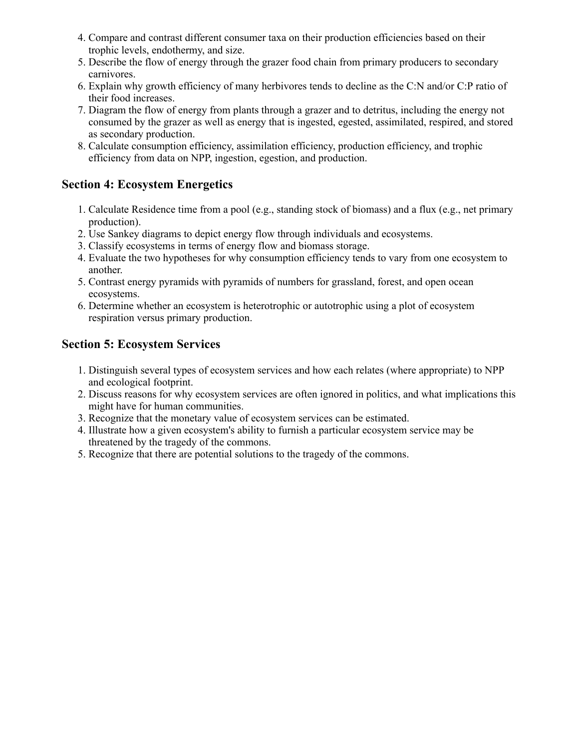4. Compare and contrast different consumer taxa on their production efficiencies based on their trophic levels, endothermy, and size.
5. Describe the flow of energy through the grazer food chain from primary producers to secondary carnivores.
6. Explain why growth efficiency of many herbivores tends to decline as the C:N and/or C:P ratio of their food increases.
7. Diagram the flow of energy from plants through a grazer and to detritus, including the energy not consumed by the grazer as well as energy that is ingested, egested, assimilated, respired, and stored as secondary production.
8. Calculate consumption efficiency, assimilation efficiency, production efficiency, and trophic efficiency from data on NPP, ingestion, egestion, and production.

## Section 4: Ecosystem Energetics

1. Calculate Residence time from a pool (e.g., standing stock of biomass) and a flux (e.g., net primary production).
2. Use Sankey diagrams to depict energy flow through individuals and ecosystems.
3. Classify ecosystems in terms of energy flow and biomass storage.
4. Evaluate the two hypotheses for why consumption efficiency tends to vary from one ecosystem to another.
5. Contrast energy pyramids with pyramids of numbers for grassland, forest, and open ocean ecosystems.
6. Determine whether an ecosystem is heterotrophic or autotrophic using a plot of ecosystem respiration versus primary production.

## Section 5: Ecosystem Services

1. Distinguish several types of ecosystem services and how each relates (where appropriate) to NPP and ecological footprint.
2. Discuss reasons for why ecosystem services are often ignored in politics, and what implications this might have for human communities.
3. Recognize that the monetary value of ecosystem services can be estimated.
4. Illustrate how a given ecosystem's ability to furnish a particular ecosystem service may be threatened by the tragedy of the commons.
5. Recognize that there are potential solutions to the tragedy of the commons.